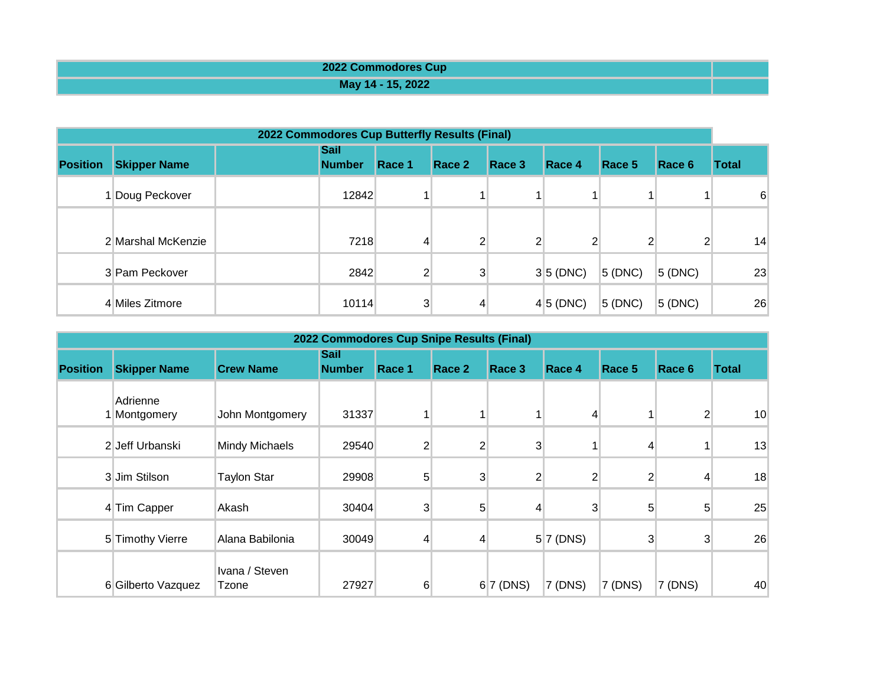# 2022 Commodores Cup

## May 14 - 15, 2022

### 2022 Commodores Cup Butterfly Results (Final)

| Position | Skipper Name | | Sail Number | Race 1 | Race 2 | Race 3 | Race 4 | Race 5 | Race 6 | Total |
|---|---|---|---|---|---|---|---|---|---|---|
| 1 | Doug Peckover | | 12842 | 1 | 1 | 1 | 1 | 1 | 1 | 6 |
| 2 | Marshal McKenzie | | 7218 | 4 | 2 | 2 | 2 | 2 | 2 | 14 |
| 3 | Pam Peckover | | 2842 | 2 | 3 | 3 | 5 (DNC) | 5 (DNC) | 5 (DNC) | 23 |
| 4 | Miles Zitmore | | 10114 | 3 | 4 | 4 | 5 (DNC) | 5 (DNC) | 5 (DNC) | 26 |

### 2022 Commodores Cup Snipe Results (Final)

| Position | Skipper Name | Crew Name | Sail Number | Race 1 | Race 2 | Race 3 | Race 4 | Race 5 | Race 6 | Total |
|---|---|---|---|---|---|---|---|---|---|---|
| 1 | Adrienne Montgomery | John Montgomery | 31337 | 1 | 1 | 1 | 4 | 1 | 2 | 10 |
| 2 | Jeff Urbanski | Mindy Michaels | 29540 | 2 | 2 | 3 | 1 | 4 | 1 | 13 |
| 3 | Jim Stilson | Taylon Star | 29908 | 5 | 3 | 2 | 2 | 2 | 4 | 18 |
| 4 | Tim Capper | Akash | 30404 | 3 | 5 | 4 | 3 | 5 | 5 | 25 |
| 5 | Timothy Vierre | Alana Babilonia | 30049 | 4 | 4 | 5 | 7 (DNS) | 3 | 3 | 26 |
| 6 | Gilberto Vazquez | Ivana / Steven Tzone | 27927 | 6 | 6 | 7 (DNS) | 7 (DNS) | 7 (DNS) | 7 (DNS) | 40 |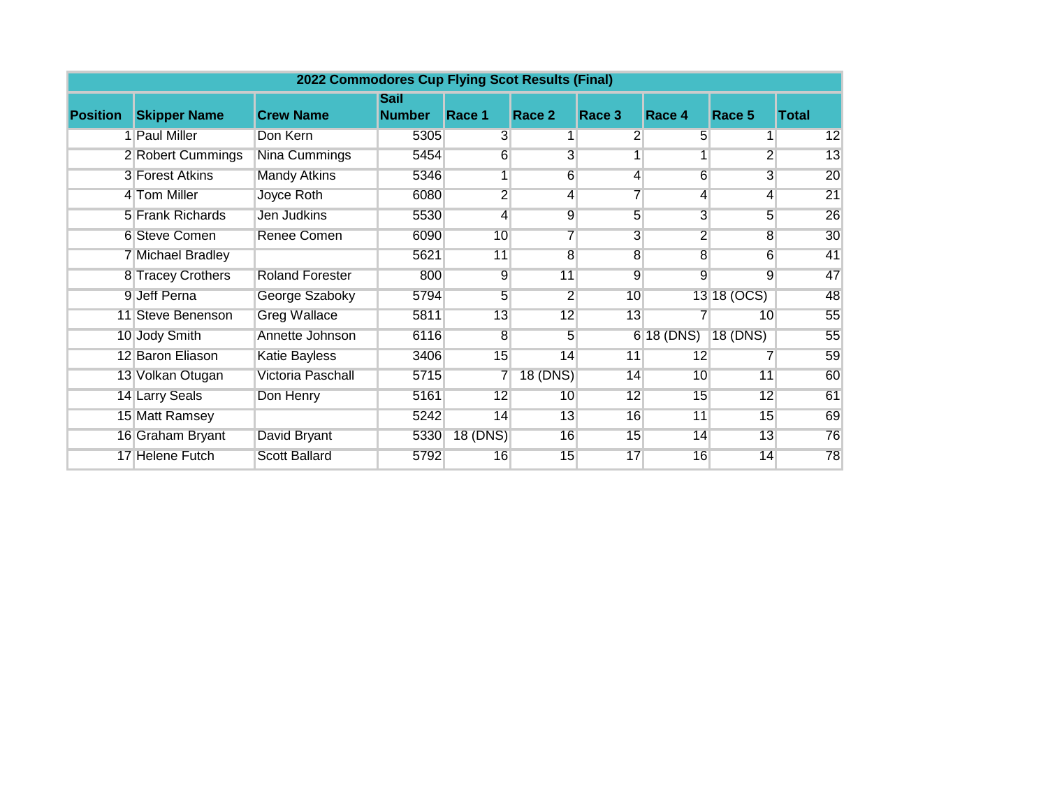| 2022 Commodores Cup Flying Scot Results (Final) | | | | | | | | | |
|---|---|---|---|---|---|---|---|---|---|
| Position | Skipper Name | Crew Name | Sail Number | Race 1 | Race 2 | Race 3 | Race 4 | Race 5 | Total |
| 1 | Paul Miller | Don Kern | 5305 | 3 | 1 | 2 | 5 | 1 | 12 |
| 2 | Robert Cummings | Nina Cummings | 5454 | 6 | 3 | 1 | 1 | 2 | 13 |
| 3 | Forest Atkins | Mandy Atkins | 5346 | 1 | 6 | 4 | 6 | 3 | 20 |
| 4 | Tom Miller | Joyce Roth | 6080 | 2 | 4 | 7 | 4 | 4 | 21 |
| 5 | Frank Richards | Jen Judkins | 5530 | 4 | 9 | 5 | 3 | 5 | 26 |
| 6 | Steve Comen | Renee Comen | 6090 | 10 | 7 | 3 | 2 | 8 | 30 |
| 7 | Michael Bradley | | 5621 | 11 | 8 | 8 | 8 | 6 | 41 |
| 8 | Tracey Crothers | Roland Forester | 800 | 9 | 11 | 9 | 9 | 9 | 47 |
| 9 | Jeff Perna | George Szaboky | 5794 | 5 | 2 | 10 | 13 | 18 (OCS) | 48 |
| 11 | Steve Benenson | Greg Wallace | 5811 | 13 | 12 | 13 | 7 | 10 | 55 |
| 10 | Jody Smith | Annette Johnson | 6116 | 8 | 5 | 6 | 18 (DNS) | 18 (DNS) | 55 |
| 12 | Baron Eliason | Katie Bayless | 3406 | 15 | 14 | 11 | 12 | 7 | 59 |
| 13 | Volkan Otugan | Victoria Paschall | 5715 | 7 | 18 (DNS) | 14 | 10 | 11 | 60 |
| 14 | Larry Seals | Don Henry | 5161 | 12 | 10 | 12 | 15 | 12 | 61 |
| 15 | Matt Ramsey | | 5242 | 14 | 13 | 16 | 11 | 15 | 69 |
| 16 | Graham Bryant | David Bryant | 5330 | 18 (DNS) | 16 | 15 | 14 | 13 | 76 |
| 17 | Helene Futch | Scott Ballard | 5792 | 16 | 15 | 17 | 16 | 14 | 78 |